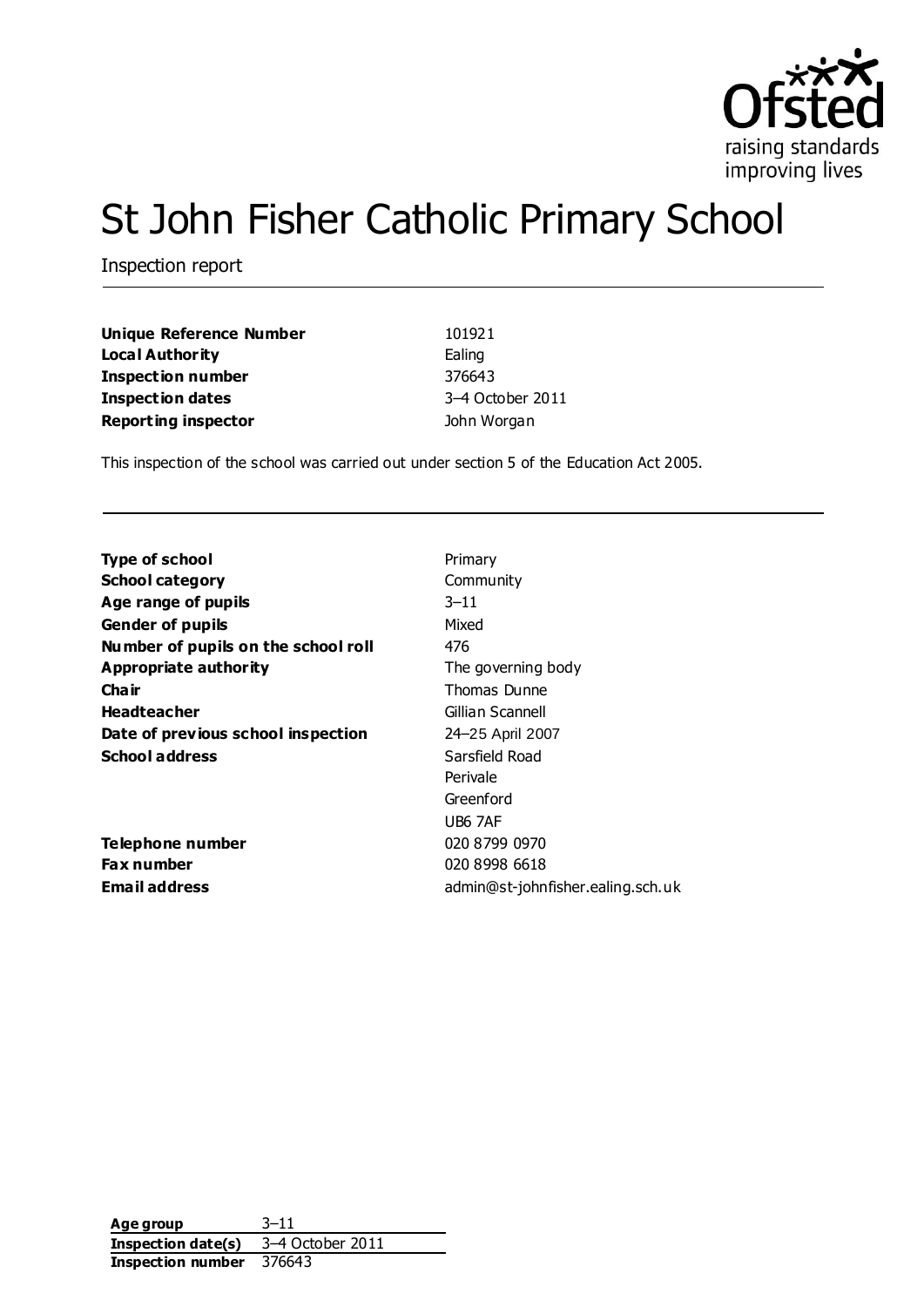Ofsted
raising standards
improving lives

# St John Fisher Catholic Primary School

Inspection report

| | |
|---|---|
| **Unique Reference Number** | 101921 |
| **Local Authority** | Ealing |
| **Inspection number** | 376643 |
| **Inspection dates** | 3–4 October 2011 |
| **Reporting inspector** | John Worgan |

This inspection of the school was carried out under section 5 of the Education Act 2005.

| | |
|---|---|
| **Type of school** | Primary |
| **School category** | Community |
| **Age range of pupils** | 3–11 |
| **Gender of pupils** | Mixed |
| **Number of pupils on the school roll** | 476 |
| **Appropriate authority** | The governing body |
| **Chair** | Thomas Dunne |
| **Headteacher** | Gillian Scannell |
| **Date of previous school inspection** | 24–25 April 2007 |
| **School address** | Sarsfield Road<br>Perivale<br>Greenford<br>UB6 7AF |
| **Telephone number** | 020 8799 0970 |
| **Fax number** | 020 8998 6618 |
| **Email address** | admin@st-johnfisher.ealing.sch.uk |

| | |
|---|---|
| **Age group** | 3–11 |
| **Inspection date(s)** | 3–4 October 2011 |
| **Inspection number** | 376643 |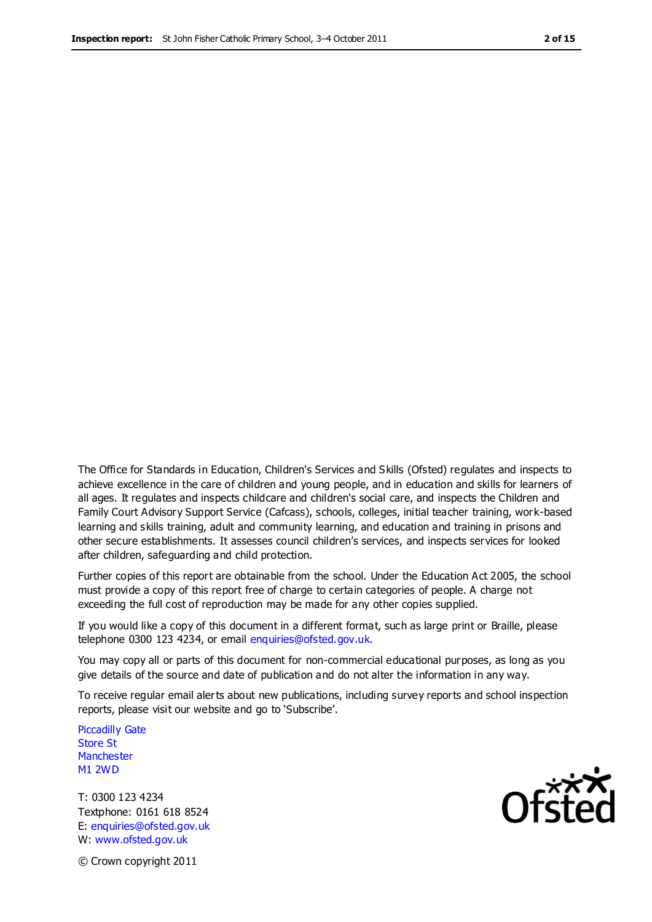The Office for Standards in Education, Children's Services and Skills (Ofsted) regulates and inspects to achieve excellence in the care of children and young people, and in education and skills for learners of all ages. It regulates and inspects childcare and children's social care, and inspects the Children and Family Court Advisory Support Service (Cafcass), schools, colleges, initial teacher training, work-based learning and skills training, adult and community learning, and education and training in prisons and other secure establishments. It assesses council children's services, and inspects services for looked after children, safeguarding and child protection.

Further copies of this report are obtainable from the school. Under the Education Act 2005, the school must provide a copy of this report free of charge to certain categories of people. A charge not exceeding the full cost of reproduction may be made for any other copies supplied.

If you would like a copy of this document in a different format, such as large print or Braille, please telephone 0300 123 4234, or email enquiries@ofsted.gov.uk.

You may copy all or parts of this document for non-commercial educational purposes, as long as you give details of the source and date of publication and do not alter the information in any way.

To receive regular email alerts about new publications, including survey reports and school inspection reports, please visit our website and go to 'Subscribe'.

Piccadilly Gate
Store St
Manchester
M1 2WD

T: 0300 123 4234
Textphone: 0161 618 8524
E: enquiries@ofsted.gov.uk
W: www.ofsted.gov.uk

© Crown copyright 2011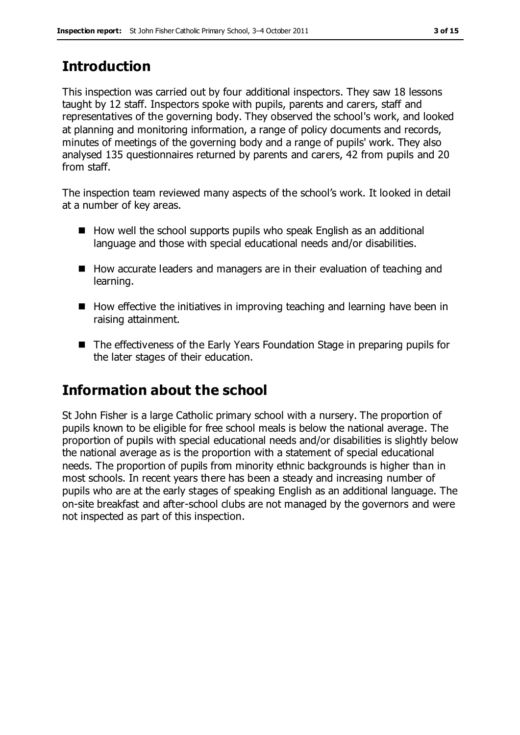## Introduction

This inspection was carried out by four additional inspectors. They saw 18 lessons taught by 12 staff. Inspectors spoke with pupils, parents and carers, staff and representatives of the governing body. They observed the school's work, and looked at planning and monitoring information, a range of policy documents and records, minutes of meetings of the governing body and a range of pupils' work. They also analysed 135 questionnaires returned by parents and carers, 42 from pupils and 20 from staff.

The inspection team reviewed many aspects of the school's work. It looked in detail at a number of key areas.

- How well the school supports pupils who speak English as an additional language and those with special educational needs and/or disabilities.
- How accurate leaders and managers are in their evaluation of teaching and learning.
- How effective the initiatives in improving teaching and learning have been in raising attainment.
- The effectiveness of the Early Years Foundation Stage in preparing pupils for the later stages of their education.

## Information about the school

St John Fisher is a large Catholic primary school with a nursery. The proportion of pupils known to be eligible for free school meals is below the national average. The proportion of pupils with special educational needs and/or disabilities is slightly below the national average as is the proportion with a statement of special educational needs. The proportion of pupils from minority ethnic backgrounds is higher than in most schools. In recent years there has been a steady and increasing number of pupils who are at the early stages of speaking English as an additional language. The on-site breakfast and after-school clubs are not managed by the governors and were not inspected as part of this inspection.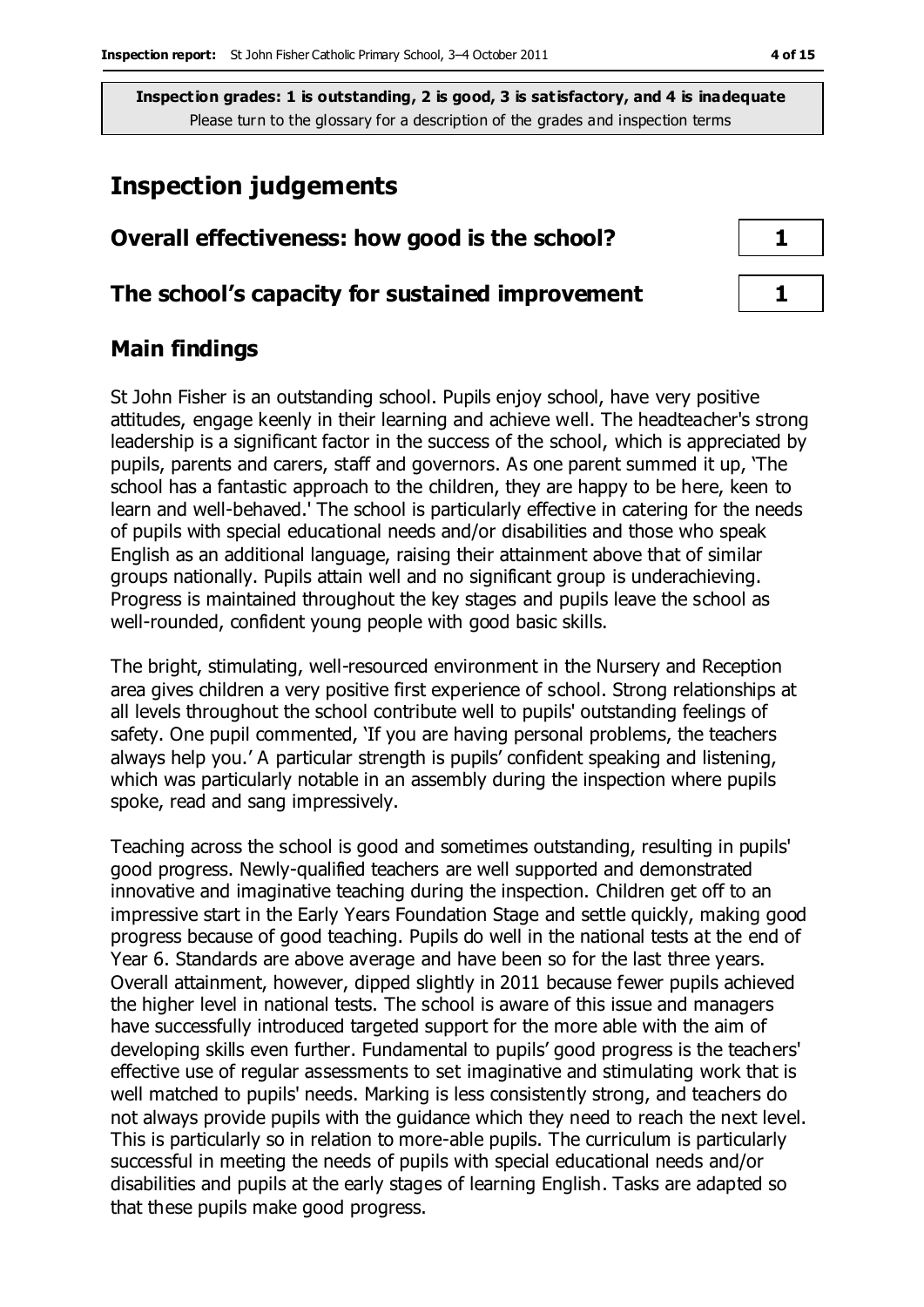**Inspection grades: 1 is outstanding, 2 is good, 3 is satisfactory, and 4 is inadequate**
Please turn to the glossary for a description of the grades and inspection terms

# Inspection judgements

| | |
|---|---|
| **Overall effectiveness: how good is the school?** | **1** |
| **The school's capacity for sustained improvement** | **1** |

## Main findings

St John Fisher is an outstanding school. Pupils enjoy school, have very positive attitudes, engage keenly in their learning and achieve well. The headteacher's strong leadership is a significant factor in the success of the school, which is appreciated by pupils, parents and carers, staff and governors. As one parent summed it up, 'The school has a fantastic approach to the children, they are happy to be here, keen to learn and well-behaved.' The school is particularly effective in catering for the needs of pupils with special educational needs and/or disabilities and those who speak English as an additional language, raising their attainment above that of similar groups nationally. Pupils attain well and no significant group is underachieving. Progress is maintained throughout the key stages and pupils leave the school as well-rounded, confident young people with good basic skills.

The bright, stimulating, well-resourced environment in the Nursery and Reception area gives children a very positive first experience of school. Strong relationships at all levels throughout the school contribute well to pupils' outstanding feelings of safety. One pupil commented, 'If you are having personal problems, the teachers always help you.' A particular strength is pupils' confident speaking and listening, which was particularly notable in an assembly during the inspection where pupils spoke, read and sang impressively.

Teaching across the school is good and sometimes outstanding, resulting in pupils' good progress. Newly-qualified teachers are well supported and demonstrated innovative and imaginative teaching during the inspection. Children get off to an impressive start in the Early Years Foundation Stage and settle quickly, making good progress because of good teaching. Pupils do well in the national tests at the end of Year 6. Standards are above average and have been so for the last three years. Overall attainment, however, dipped slightly in 2011 because fewer pupils achieved the higher level in national tests. The school is aware of this issue and managers have successfully introduced targeted support for the more able with the aim of developing skills even further. Fundamental to pupils' good progress is the teachers' effective use of regular assessments to set imaginative and stimulating work that is well matched to pupils' needs. Marking is less consistently strong, and teachers do not always provide pupils with the guidance which they need to reach the next level. This is particularly so in relation to more-able pupils. The curriculum is particularly successful in meeting the needs of pupils with special educational needs and/or disabilities and pupils at the early stages of learning English. Tasks are adapted so that these pupils make good progress.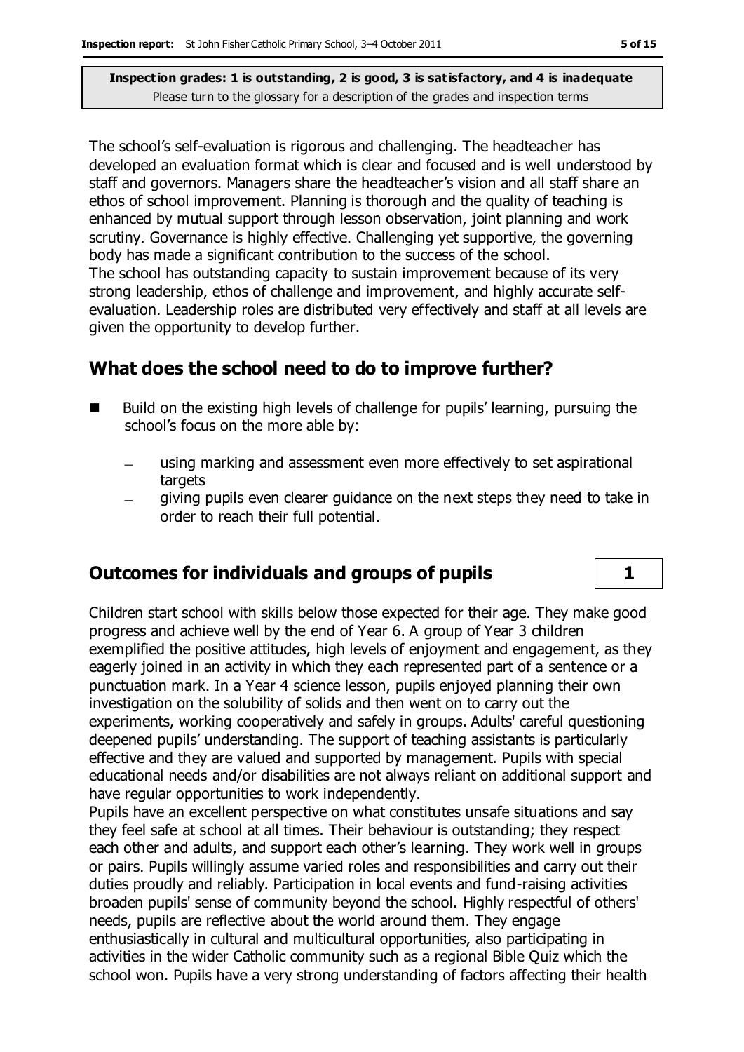**Inspection grades: 1 is outstanding, 2 is good, 3 is satisfactory, and 4 is inadequate**
Please turn to the glossary for a description of the grades and inspection terms

The school's self-evaluation is rigorous and challenging. The headteacher has developed an evaluation format which is clear and focused and is well understood by staff and governors. Managers share the headteacher's vision and all staff share an ethos of school improvement. Planning is thorough and the quality of teaching is enhanced by mutual support through lesson observation, joint planning and work scrutiny. Governance is highly effective. Challenging yet supportive, the governing body has made a significant contribution to the success of the school.
The school has outstanding capacity to sustain improvement because of its very strong leadership, ethos of challenge and improvement, and highly accurate self-evaluation. Leadership roles are distributed very effectively and staff at all levels are given the opportunity to develop further.

## What does the school need to do to improve further?

- Build on the existing high levels of challenge for pupils' learning, pursuing the school's focus on the more able by:
  - using marking and assessment even more effectively to set aspirational targets
  - giving pupils even clearer guidance on the next steps they need to take in order to reach their full potential.

## Outcomes for individuals and groups of pupils — 1

Children start school with skills below those expected for their age. They make good progress and achieve well by the end of Year 6. A group of Year 3 children exemplified the positive attitudes, high levels of enjoyment and engagement, as they eagerly joined in an activity in which they each represented part of a sentence or a punctuation mark. In a Year 4 science lesson, pupils enjoyed planning their own investigation on the solubility of solids and then went on to carry out the experiments, working cooperatively and safely in groups. Adults' careful questioning deepened pupils' understanding. The support of teaching assistants is particularly effective and they are valued and supported by management. Pupils with special educational needs and/or disabilities are not always reliant on additional support and have regular opportunities to work independently.
Pupils have an excellent perspective on what constitutes unsafe situations and say they feel safe at school at all times. Their behaviour is outstanding; they respect each other and adults, and support each other's learning. They work well in groups or pairs. Pupils willingly assume varied roles and responsibilities and carry out their duties proudly and reliably. Participation in local events and fund-raising activities broaden pupils' sense of community beyond the school. Highly respectful of others' needs, pupils are reflective about the world around them. They engage enthusiastically in cultural and multicultural opportunities, also participating in activities in the wider Catholic community such as a regional Bible Quiz which the school won. Pupils have a very strong understanding of factors affecting their health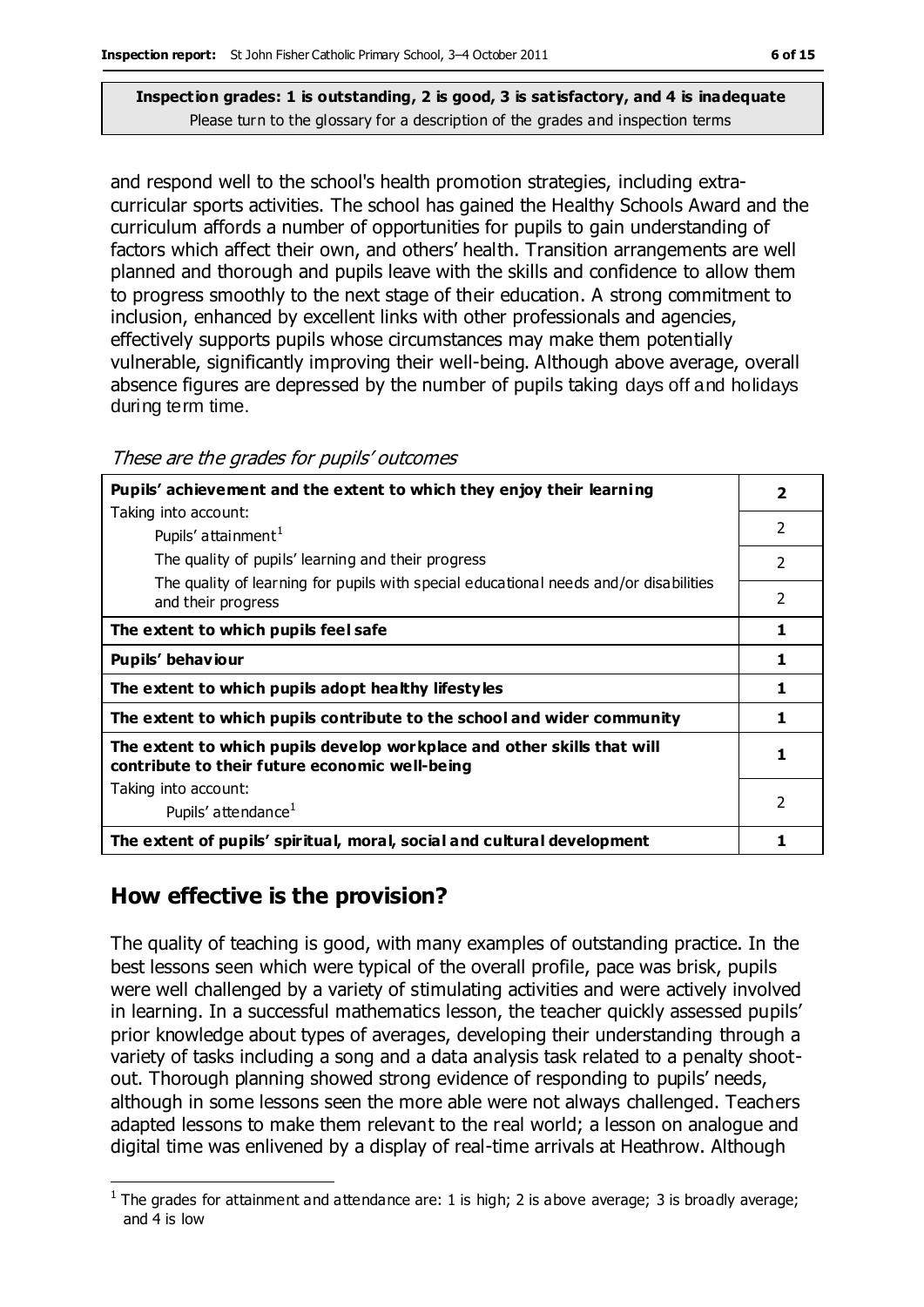**Inspection grades: 1 is outstanding, 2 is good, 3 is satisfactory, and 4 is inadequate**
Please turn to the glossary for a description of the grades and inspection terms

and respond well to the school's health promotion strategies, including extra-curricular sports activities. The school has gained the Healthy Schools Award and the curriculum affords a number of opportunities for pupils to gain understanding of factors which affect their own, and others' health. Transition arrangements are well planned and thorough and pupils leave with the skills and confidence to allow them to progress smoothly to the next stage of their education. A strong commitment to inclusion, enhanced by excellent links with other professionals and agencies, effectively supports pupils whose circumstances may make them potentially vulnerable, significantly improving their well-being. Although above average, overall absence figures are depressed by the number of pupils taking days off and holidays during term time.

*These are the grades for pupils' outcomes*

| | |
|---|---|
| **Pupils' achievement and the extent to which they enjoy their learning** | **2** |
| Taking into account: Pupils' attainment[1] | 2 |
| The quality of pupils' learning and their progress | 2 |
| The quality of learning for pupils with special educational needs and/or disabilities and their progress | 2 |
| **The extent to which pupils feel safe** | **1** |
| **Pupils' behaviour** | **1** |
| **The extent to which pupils adopt healthy lifestyles** | **1** |
| **The extent to which pupils contribute to the school and wider community** | **1** |
| **The extent to which pupils develop workplace and other skills that will contribute to their future economic well-being** | **1** |
| Taking into account: Pupils' attendance[1] | 2 |
| **The extent of pupils' spiritual, moral, social and cultural development** | **1** |

## How effective is the provision?

The quality of teaching is good, with many examples of outstanding practice. In the best lessons seen which were typical of the overall profile, pace was brisk, pupils were well challenged by a variety of stimulating activities and were actively involved in learning. In a successful mathematics lesson, the teacher quickly assessed pupils' prior knowledge about types of averages, developing their understanding through a variety of tasks including a song and a data analysis task related to a penalty shoot-out. Thorough planning showed strong evidence of responding to pupils' needs, although in some lessons seen the more able were not always challenged. Teachers adapted lessons to make them relevant to the real world; a lesson on analogue and digital time was enlivened by a display of real-time arrivals at Heathrow. Although

[1] The grades for attainment and attendance are: 1 is high; 2 is above average; 3 is broadly average; and 4 is low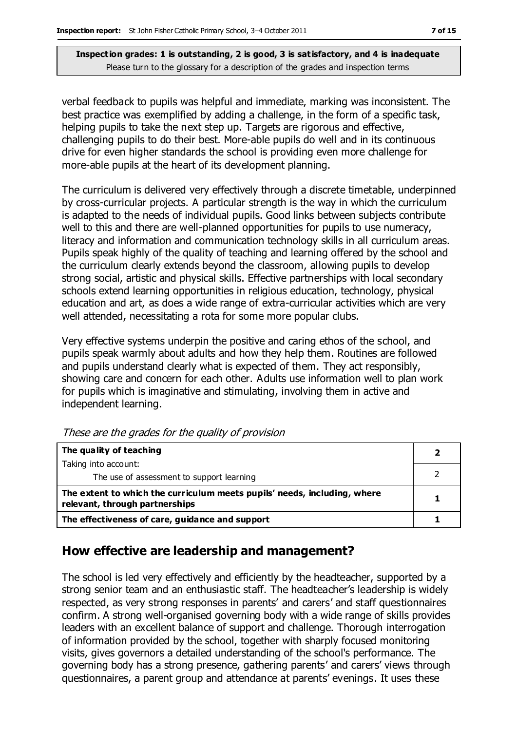**Inspection grades: 1 is outstanding, 2 is good, 3 is satisfactory, and 4 is inadequate**
Please turn to the glossary for a description of the grades and inspection terms

verbal feedback to pupils was helpful and immediate, marking was inconsistent. The best practice was exemplified by adding a challenge, in the form of a specific task, helping pupils to take the next step up. Targets are rigorous and effective, challenging pupils to do their best. More-able pupils do well and in its continuous drive for even higher standards the school is providing even more challenge for more-able pupils at the heart of its development planning.

The curriculum is delivered very effectively through a discrete timetable, underpinned by cross-curricular projects. A particular strength is the way in which the curriculum is adapted to the needs of individual pupils. Good links between subjects contribute well to this and there are well-planned opportunities for pupils to use numeracy, literacy and information and communication technology skills in all curriculum areas. Pupils speak highly of the quality of teaching and learning offered by the school and the curriculum clearly extends beyond the classroom, allowing pupils to develop strong social, artistic and physical skills. Effective partnerships with local secondary schools extend learning opportunities in religious education, technology, physical education and art, as does a wide range of extra-curricular activities which are very well attended, necessitating a rota for some more popular clubs.

Very effective systems underpin the positive and caring ethos of the school, and pupils speak warmly about adults and how they help them. Routines are followed and pupils understand clearly what is expected of them. They act responsibly, showing care and concern for each other. Adults use information well to plan work for pupils which is imaginative and stimulating, involving them in active and independent learning.

*These are the grades for the quality of provision*

| | |
|---|---|
| **The quality of teaching** | **2** |
| Taking into account: The use of assessment to support learning | 2 |
| **The extent to which the curriculum meets pupils' needs, including, where relevant, through partnerships** | **1** |
| **The effectiveness of care, guidance and support** | **1** |

## How effective are leadership and management?

The school is led very effectively and efficiently by the headteacher, supported by a strong senior team and an enthusiastic staff. The headteacher's leadership is widely respected, as very strong responses in parents' and carers' and staff questionnaires confirm. A strong well-organised governing body with a wide range of skills provides leaders with an excellent balance of support and challenge. Thorough interrogation of information provided by the school, together with sharply focused monitoring visits, gives governors a detailed understanding of the school's performance. The governing body has a strong presence, gathering parents' and carers' views through questionnaires, a parent group and attendance at parents' evenings. It uses these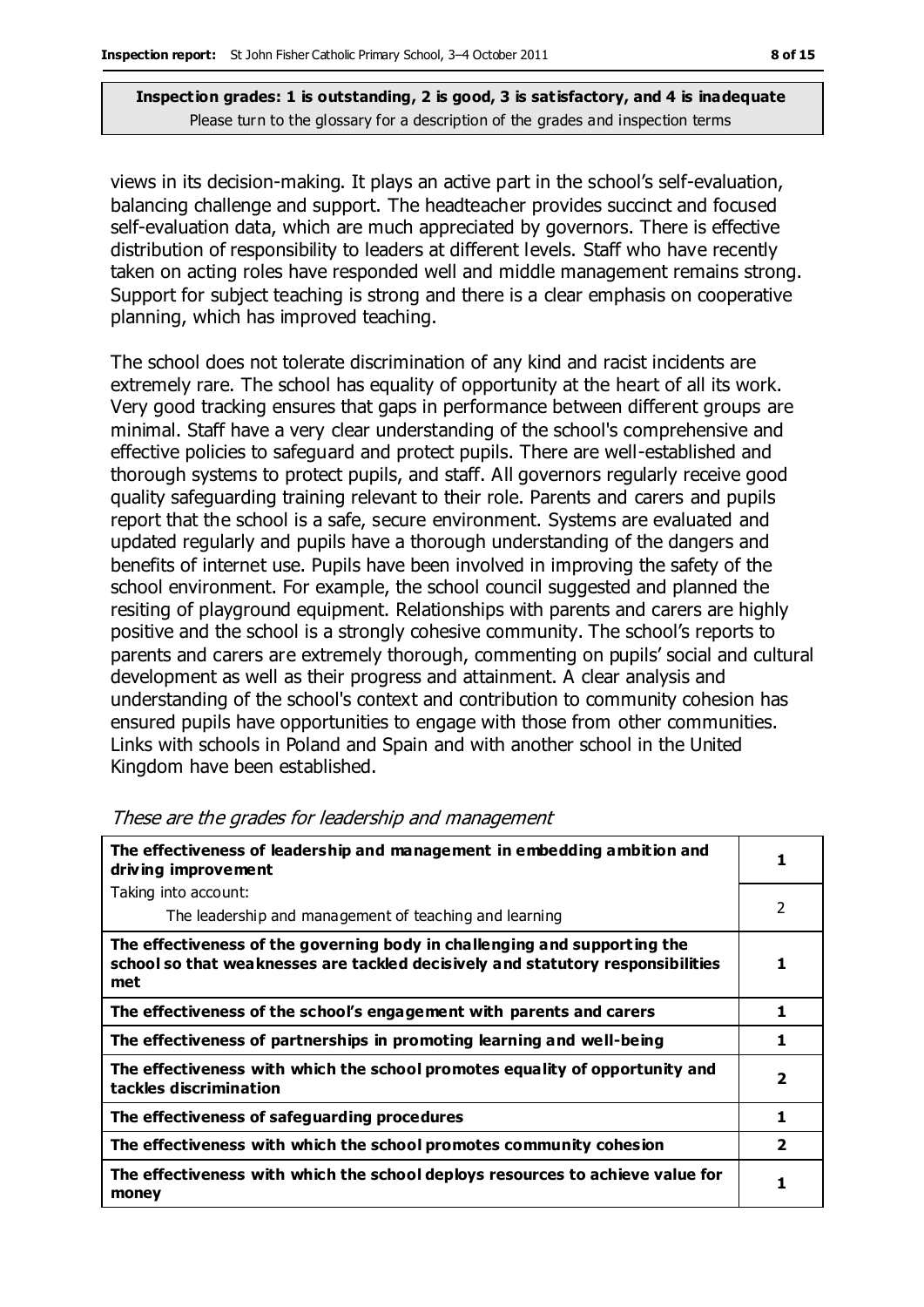**Inspection grades: 1 is outstanding, 2 is good, 3 is satisfactory, and 4 is inadequate**
Please turn to the glossary for a description of the grades and inspection terms

views in its decision-making. It plays an active part in the school's self-evaluation, balancing challenge and support. The headteacher provides succinct and focused self-evaluation data, which are much appreciated by governors. There is effective distribution of responsibility to leaders at different levels. Staff who have recently taken on acting roles have responded well and middle management remains strong. Support for subject teaching is strong and there is a clear emphasis on cooperative planning, which has improved teaching.

The school does not tolerate discrimination of any kind and racist incidents are extremely rare. The school has equality of opportunity at the heart of all its work. Very good tracking ensures that gaps in performance between different groups are minimal. Staff have a very clear understanding of the school's comprehensive and effective policies to safeguard and protect pupils. There are well-established and thorough systems to protect pupils, and staff. All governors regularly receive good quality safeguarding training relevant to their role. Parents and carers and pupils report that the school is a safe, secure environment. Systems are evaluated and updated regularly and pupils have a thorough understanding of the dangers and benefits of internet use. Pupils have been involved in improving the safety of the school environment. For example, the school council suggested and planned the resiting of playground equipment. Relationships with parents and carers are highly positive and the school is a strongly cohesive community. The school's reports to parents and carers are extremely thorough, commenting on pupils' social and cultural development as well as their progress and attainment. A clear analysis and understanding of the school's context and contribution to community cohesion has ensured pupils have opportunities to engage with those from other communities. Links with schools in Poland and Spain and with another school in the United Kingdom have been established.

*These are the grades for leadership and management*

| | |
|---|---|
| **The effectiveness of leadership and management in embedding ambition and driving improvement** | **1** |
| Taking into account:<br>The leadership and management of teaching and learning | 2 |
| **The effectiveness of the governing body in challenging and supporting the school so that weaknesses are tackled decisively and statutory responsibilities met** | **1** |
| **The effectiveness of the school's engagement with parents and carers** | **1** |
| **The effectiveness of partnerships in promoting learning and well-being** | **1** |
| **The effectiveness with which the school promotes equality of opportunity and tackles discrimination** | **2** |
| **The effectiveness of safeguarding procedures** | **1** |
| **The effectiveness with which the school promotes community cohesion** | **2** |
| **The effectiveness with which the school deploys resources to achieve value for money** | **1** |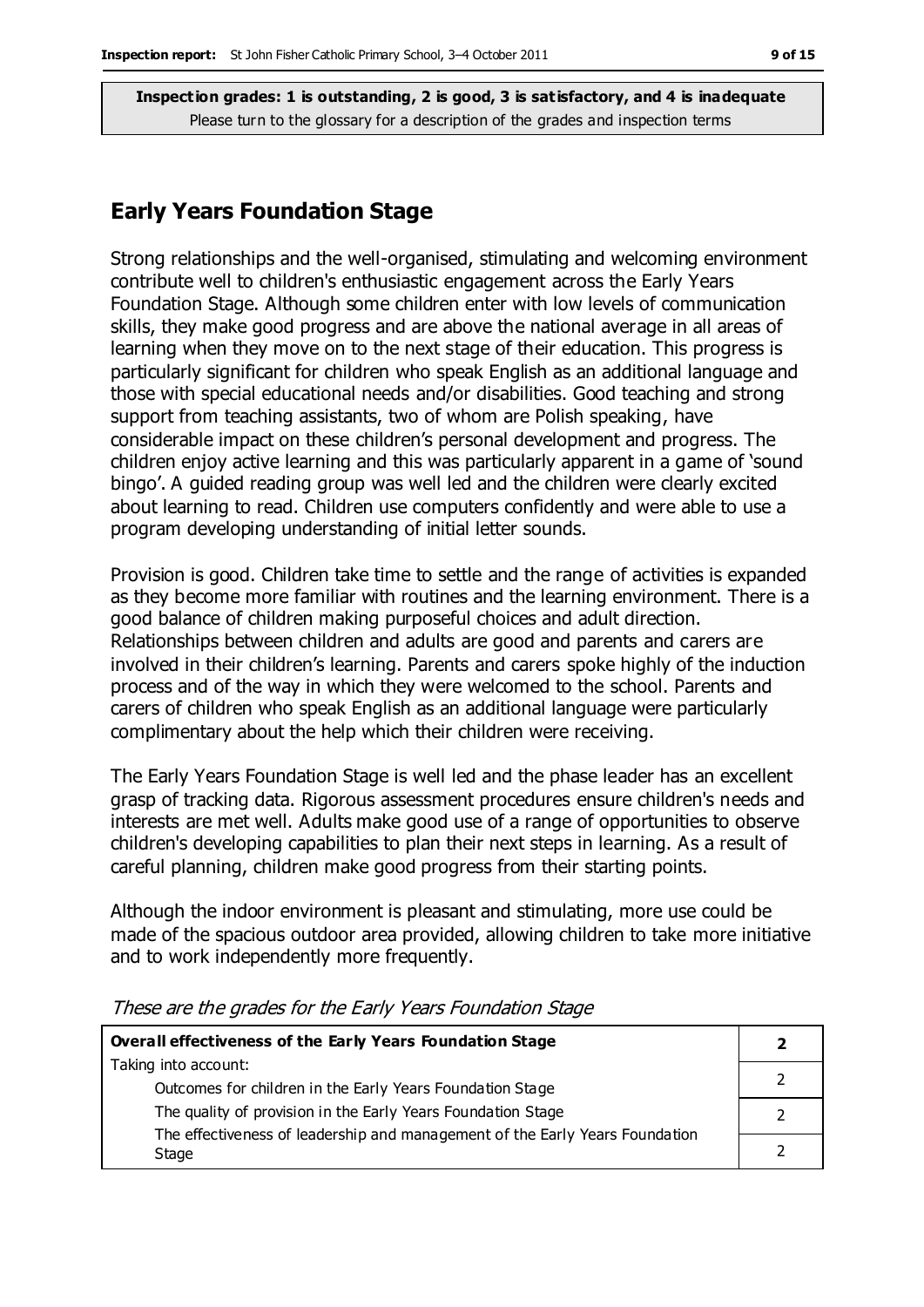**Inspection grades: 1 is outstanding, 2 is good, 3 is satisfactory, and 4 is inadequate**
Please turn to the glossary for a description of the grades and inspection terms

## Early Years Foundation Stage

Strong relationships and the well-organised, stimulating and welcoming environment contribute well to children's enthusiastic engagement across the Early Years Foundation Stage. Although some children enter with low levels of communication skills, they make good progress and are above the national average in all areas of learning when they move on to the next stage of their education. This progress is particularly significant for children who speak English as an additional language and those with special educational needs and/or disabilities. Good teaching and strong support from teaching assistants, two of whom are Polish speaking, have considerable impact on these children's personal development and progress. The children enjoy active learning and this was particularly apparent in a game of 'sound bingo'. A guided reading group was well led and the children were clearly excited about learning to read. Children use computers confidently and were able to use a program developing understanding of initial letter sounds.

Provision is good. Children take time to settle and the range of activities is expanded as they become more familiar with routines and the learning environment. There is a good balance of children making purposeful choices and adult direction. Relationships between children and adults are good and parents and carers are involved in their children's learning. Parents and carers spoke highly of the induction process and of the way in which they were welcomed to the school. Parents and carers of children who speak English as an additional language were particularly complimentary about the help which their children were receiving.

The Early Years Foundation Stage is well led and the phase leader has an excellent grasp of tracking data. Rigorous assessment procedures ensure children's needs and interests are met well. Adults make good use of a range of opportunities to observe children's developing capabilities to plan their next steps in learning. As a result of careful planning, children make good progress from their starting points.

Although the indoor environment is pleasant and stimulating, more use could be made of the spacious outdoor area provided, allowing children to take more initiative and to work independently more frequently.

*These are the grades for the Early Years Foundation Stage*

| **Overall effectiveness of the Early Years Foundation Stage** | **2** |
|---|---|
| Taking into account: | |
| Outcomes for children in the Early Years Foundation Stage | 2 |
| The quality of provision in the Early Years Foundation Stage | 2 |
| The effectiveness of leadership and management of the Early Years Foundation Stage | 2 |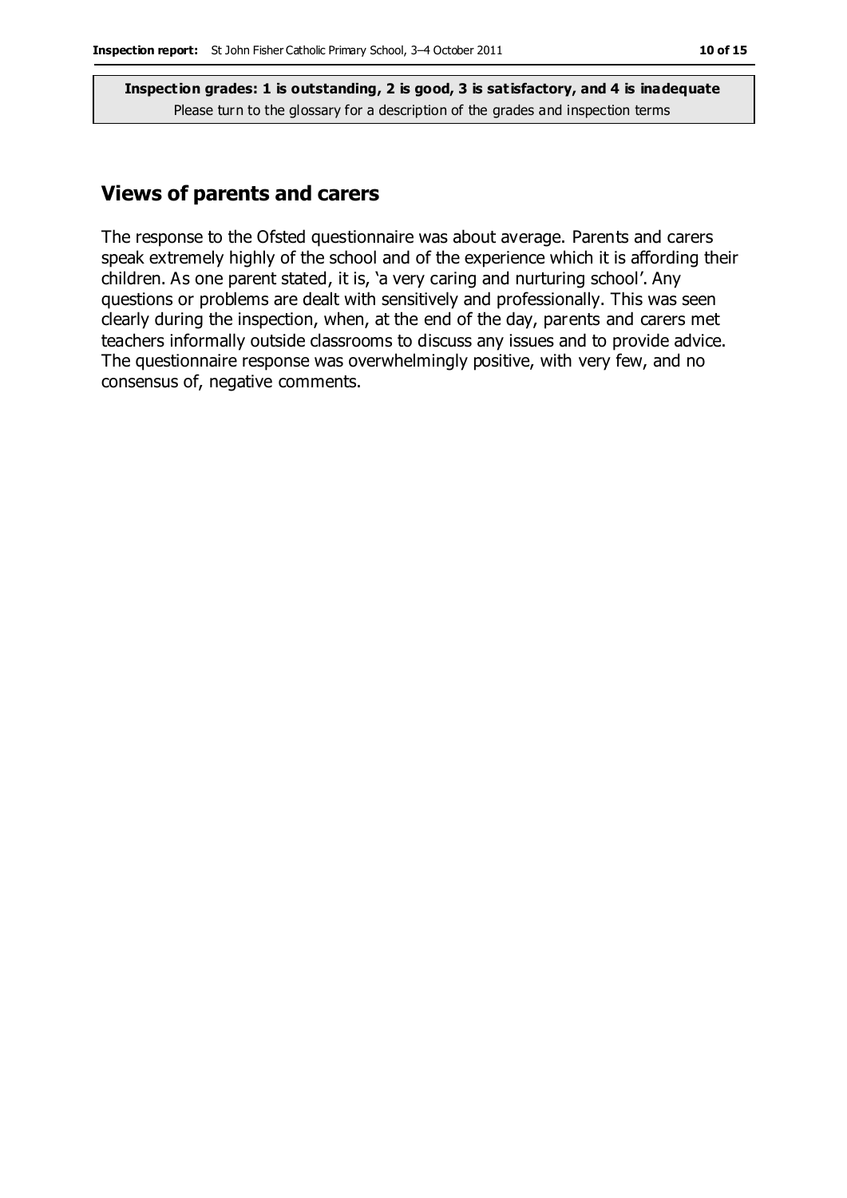## Views of parents and carers

The response to the Ofsted questionnaire was about average. Parents and carers speak extremely highly of the school and of the experience which it is affording their children. As one parent stated, it is, 'a very caring and nurturing school'. Any questions or problems are dealt with sensitively and professionally. This was seen clearly during the inspection, when, at the end of the day, parents and carers met teachers informally outside classrooms to discuss any issues and to provide advice. The questionnaire response was overwhelmingly positive, with very few, and no consensus of, negative comments.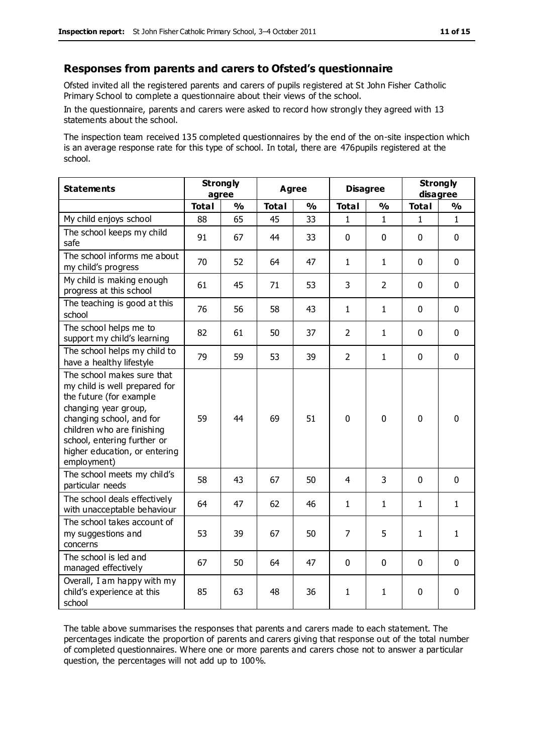## Responses from parents and carers to Ofsted's questionnaire

Ofsted invited all the registered parents and carers of pupils registered at St John Fisher Catholic Primary School to complete a questionnaire about their views of the school.

In the questionnaire, parents and carers were asked to record how strongly they agreed with 13 statements about the school.

The inspection team received 135 completed questionnaires by the end of the on-site inspection which is an average response rate for this type of school. In total, there are 476pupils registered at the school.

| Statements | Strongly agree | | Agree | | Disagree | | Strongly disagree | |
|---|---|---|---|---|---|---|---|---|
| | Total | % | Total | % | Total | % | Total | % |
| My child enjoys school | 88 | 65 | 45 | 33 | 1 | 1 | 1 | 1 |
| The school keeps my child safe | 91 | 67 | 44 | 33 | 0 | 0 | 0 | 0 |
| The school informs me about my child's progress | 70 | 52 | 64 | 47 | 1 | 1 | 0 | 0 |
| My child is making enough progress at this school | 61 | 45 | 71 | 53 | 3 | 2 | 0 | 0 |
| The teaching is good at this school | 76 | 56 | 58 | 43 | 1 | 1 | 0 | 0 |
| The school helps me to support my child's learning | 82 | 61 | 50 | 37 | 2 | 1 | 0 | 0 |
| The school helps my child to have a healthy lifestyle | 79 | 59 | 53 | 39 | 2 | 1 | 0 | 0 |
| The school makes sure that my child is well prepared for the future (for example changing year group, changing school, and for children who are finishing school, entering further or higher education, or entering employment) | 59 | 44 | 69 | 51 | 0 | 0 | 0 | 0 |
| The school meets my child's particular needs | 58 | 43 | 67 | 50 | 4 | 3 | 0 | 0 |
| The school deals effectively with unacceptable behaviour | 64 | 47 | 62 | 46 | 1 | 1 | 1 | 1 |
| The school takes account of my suggestions and concerns | 53 | 39 | 67 | 50 | 7 | 5 | 1 | 1 |
| The school is led and managed effectively | 67 | 50 | 64 | 47 | 0 | 0 | 0 | 0 |
| Overall, I am happy with my child's experience at this school | 85 | 63 | 48 | 36 | 1 | 1 | 0 | 0 |

The table above summarises the responses that parents and carers made to each statement. The percentages indicate the proportion of parents and carers giving that response out of the total number of completed questionnaires. Where one or more parents and carers chose not to answer a particular question, the percentages will not add up to 100%.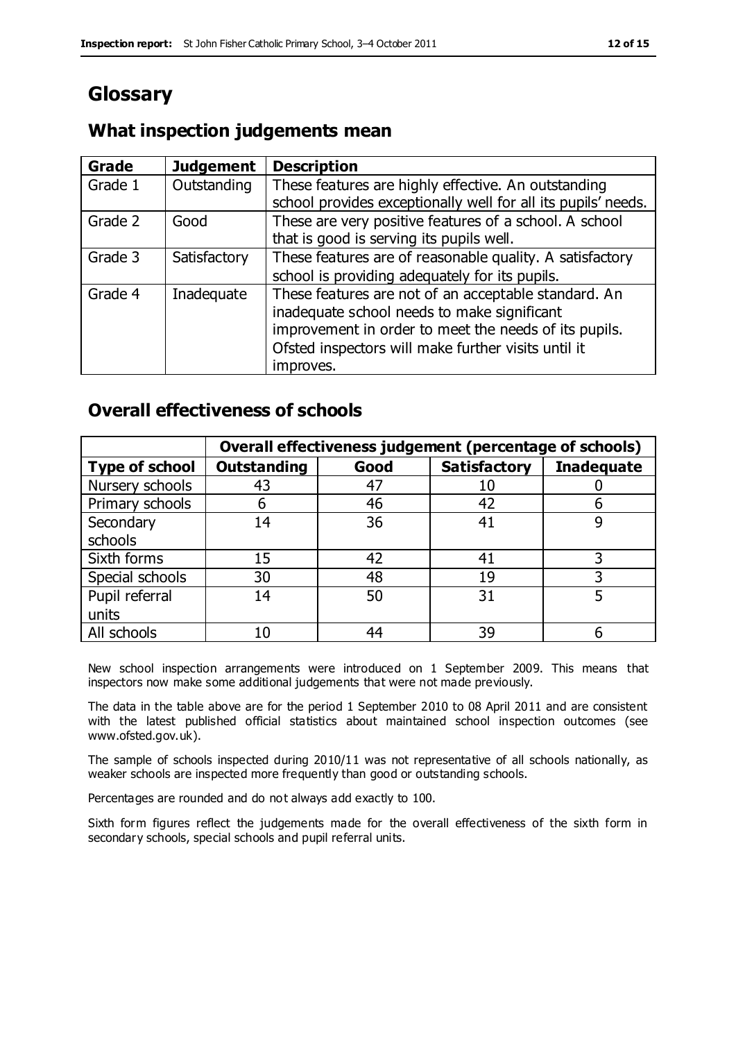# Glossary

## What inspection judgements mean

| Grade | Judgement | Description |
|---|---|---|
| Grade 1 | Outstanding | These features are highly effective. An outstanding school provides exceptionally well for all its pupils' needs. |
| Grade 2 | Good | These are very positive features of a school. A school that is good is serving its pupils well. |
| Grade 3 | Satisfactory | These features are of reasonable quality. A satisfactory school is providing adequately for its pupils. |
| Grade 4 | Inadequate | These features are not of an acceptable standard. An inadequate school needs to make significant improvement in order to meet the needs of its pupils. Ofsted inspectors will make further visits until it improves. |

## Overall effectiveness of schools

| | Overall effectiveness judgement (percentage of schools) | | | |
|---|---|---|---|---|
| **Type of school** | **Outstanding** | **Good** | **Satisfactory** | **Inadequate** |
| Nursery schools | 43 | 47 | 10 | 0 |
| Primary schools | 6 | 46 | 42 | 6 |
| Secondary schools | 14 | 36 | 41 | 9 |
| Sixth forms | 15 | 42 | 41 | 3 |
| Special schools | 30 | 48 | 19 | 3 |
| Pupil referral units | 14 | 50 | 31 | 5 |
| All schools | 10 | 44 | 39 | 6 |

New school inspection arrangements were introduced on 1 September 2009. This means that inspectors now make some additional judgements that were not made previously.

The data in the table above are for the period 1 September 2010 to 08 April 2011 and are consistent with the latest published official statistics about maintained school inspection outcomes (see www.ofsted.gov.uk).

The sample of schools inspected during 2010/11 was not representative of all schools nationally, as weaker schools are inspected more frequently than good or outstanding schools.

Percentages are rounded and do not always add exactly to 100.

Sixth form figures reflect the judgements made for the overall effectiveness of the sixth form in secondary schools, special schools and pupil referral units.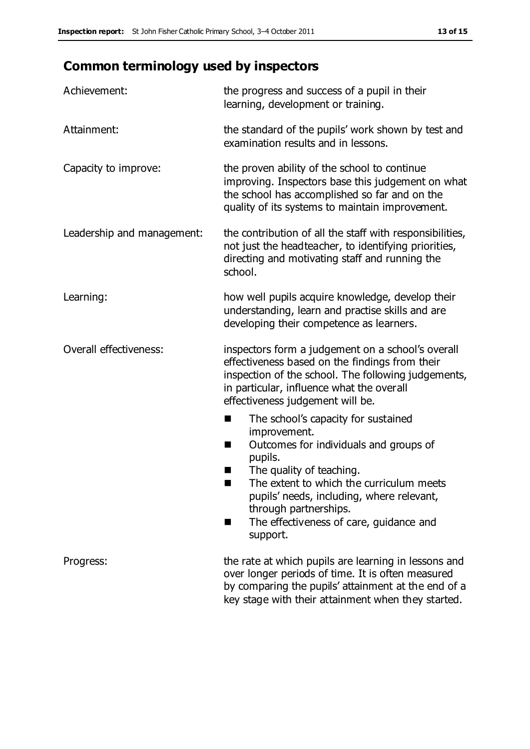## Common terminology used by inspectors

| | |
|---|---|
| Achievement: | the progress and success of a pupil in their learning, development or training. |
| Attainment: | the standard of the pupils' work shown by test and examination results and in lessons. |
| Capacity to improve: | the proven ability of the school to continue improving. Inspectors base this judgement on what the school has accomplished so far and on the quality of its systems to maintain improvement. |
| Leadership and management: | the contribution of all the staff with responsibilities, not just the headteacher, to identifying priorities, directing and motivating staff and running the school. |
| Learning: | how well pupils acquire knowledge, develop their understanding, learn and practise skills and are developing their competence as learners. |
| Overall effectiveness: | inspectors form a judgement on a school's overall effectiveness based on the findings from their inspection of the school. The following judgements, in particular, influence what the overall effectiveness judgement will be.<br>■ The school's capacity for sustained improvement.<br>■ Outcomes for individuals and groups of pupils.<br>■ The quality of teaching.<br>■ The extent to which the curriculum meets pupils' needs, including, where relevant, through partnerships.<br>■ The effectiveness of care, guidance and support. |
| Progress: | the rate at which pupils are learning in lessons and over longer periods of time. It is often measured by comparing the pupils' attainment at the end of a key stage with their attainment when they started. |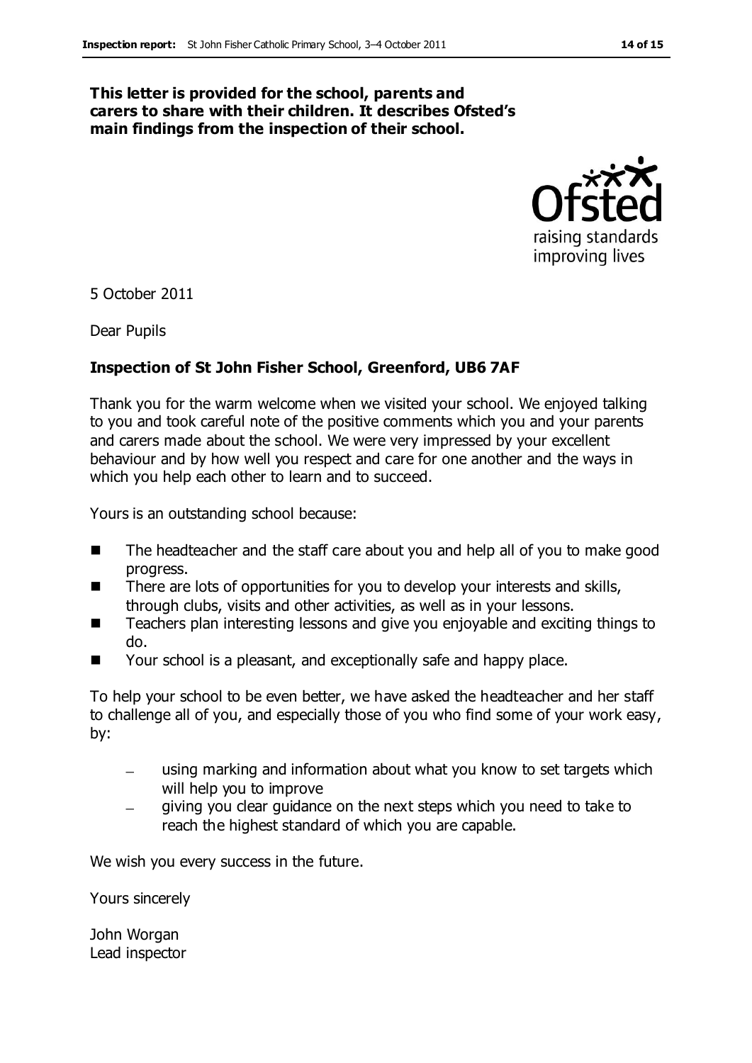**This letter is provided for the school, parents and carers to share with their children. It describes Ofsted's main findings from the inspection of their school.**

5 October 2011

Dear Pupils

**Inspection of St John Fisher School, Greenford, UB6 7AF**

Thank you for the warm welcome when we visited your school. We enjoyed talking to you and took careful note of the positive comments which you and your parents and carers made about the school. We were very impressed by your excellent behaviour and by how well you respect and care for one another and the ways in which you help each other to learn and to succeed.

Yours is an outstanding school because:

- The headteacher and the staff care about you and help all of you to make good progress.
- There are lots of opportunities for you to develop your interests and skills, through clubs, visits and other activities, as well as in your lessons.
- Teachers plan interesting lessons and give you enjoyable and exciting things to do.
- Your school is a pleasant, and exceptionally safe and happy place.

To help your school to be even better, we have asked the headteacher and her staff to challenge all of you, and especially those of you who find some of your work easy, by:

  - using marking and information about what you know to set targets which will help you to improve
  - giving you clear guidance on the next steps which you need to take to reach the highest standard of which you are capable.

We wish you every success in the future.

Yours sincerely

John Worgan
Lead inspector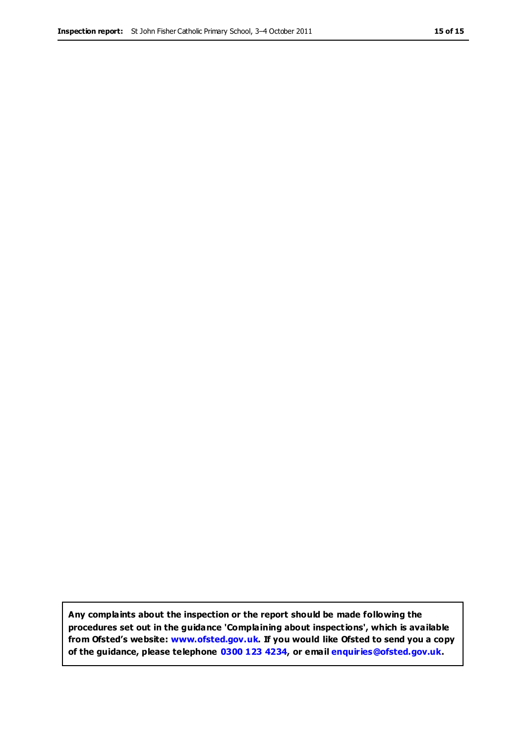**Any complaints about the inspection or the report should be made following the procedures set out in the guidance 'Complaining about inspections', which is available from Ofsted's website: www.ofsted.gov.uk. If you would like Ofsted to send you a copy of the guidance, please telephone 0300 123 4234, or email enquiries@ofsted.gov.uk.**